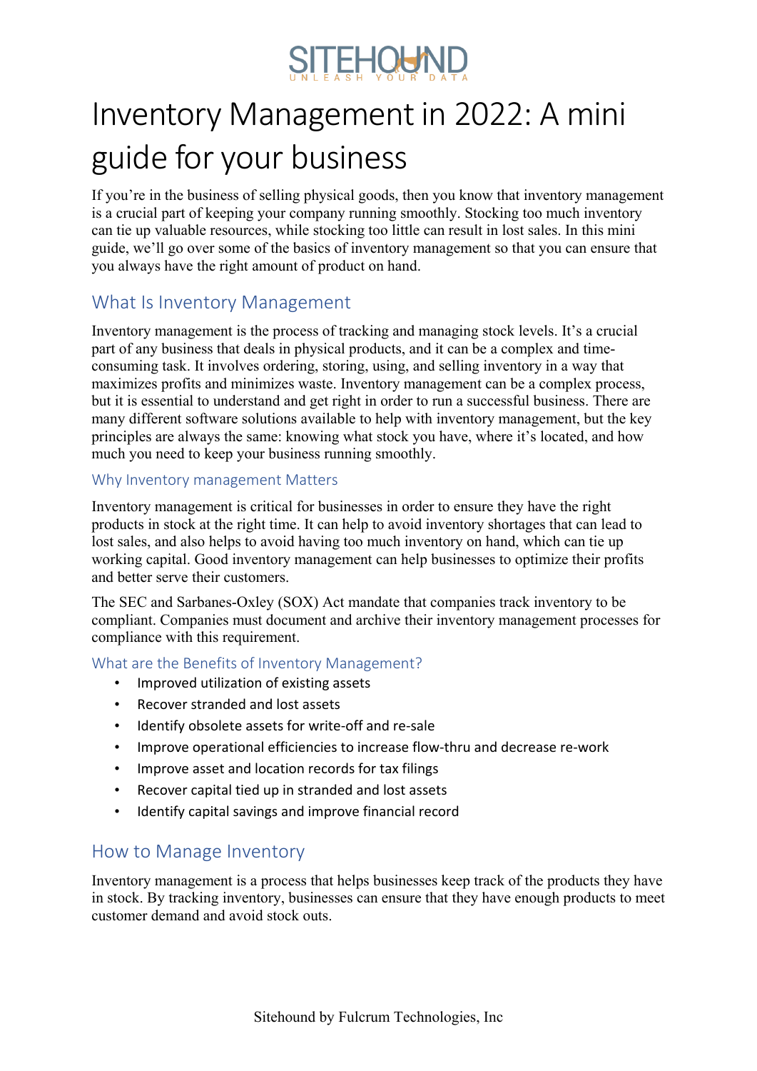# Inventory Management in 2022: A mini guide for your business

If you're in the business of selling physical goods, then you know that inventory management is a crucial part of keeping your company running smoothly. Stocking too much inventory can tie up valuable resources, while stocking too little can result in lost sales. In this mini guide, we'll go over some of the basics of inventory management so that you can ensure that you always have the right amount of product on hand.

## What Is Inventory Management

Inventory management is the process of tracking and managing stock levels. It's a crucial part of any business that deals in physical products, and it can be a complex and time-consuming task. It involves ordering, storing, using, and selling inventory in a way that maximizes profits and minimizes waste. Inventory management can be a complex process, but it is essential to understand and get right in order to run a successful business. There are many different software solutions available to help with inventory management, but the key principles are always the same: knowing what stock you have, where it's located, and how much you need to keep your business running smoothly.

### Why Inventory management Matters

Inventory management is critical for businesses in order to ensure they have the right products in stock at the right time. It can help to avoid inventory shortages that can lead to lost sales, and also helps to avoid having too much inventory on hand, which can tie up working capital. Good inventory management can help businesses to optimize their profits and better serve their customers.

The SEC and Sarbanes-Oxley (SOX) Act mandate that companies track inventory to be compliant. Companies must document and archive their inventory management processes for compliance with this requirement.

### What are the Benefits of Inventory Management?

- Improved utilization of existing assets
- Recover stranded and lost assets
- Identify obsolete assets for write-off and re-sale
- Improve operational efficiencies to increase flow-thru and decrease re-work
- Improve asset and location records for tax filings
- Recover capital tied up in stranded and lost assets
- Identify capital savings and improve financial record

## How to Manage Inventory

Inventory management is a process that helps businesses keep track of the products they have in stock. By tracking inventory, businesses can ensure that they have enough products to meet customer demand and avoid stock outs.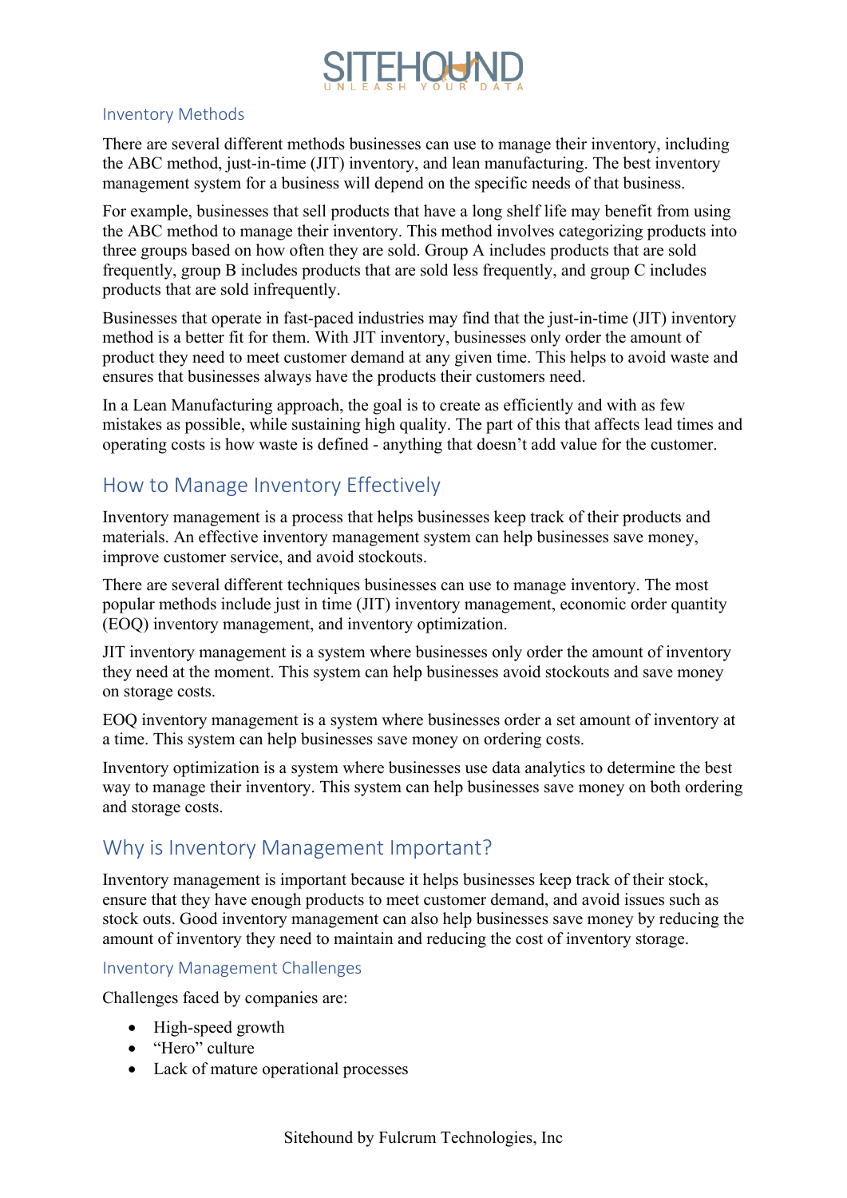### Inventory Methods

There are several different methods businesses can use to manage their inventory, including the ABC method, just-in-time (JIT) inventory, and lean manufacturing. The best inventory management system for a business will depend on the specific needs of that business.

For example, businesses that sell products that have a long shelf life may benefit from using the ABC method to manage their inventory. This method involves categorizing products into three groups based on how often they are sold. Group A includes products that are sold frequently, group B includes products that are sold less frequently, and group C includes products that are sold infrequently.

Businesses that operate in fast-paced industries may find that the just-in-time (JIT) inventory method is a better fit for them. With JIT inventory, businesses only order the amount of product they need to meet customer demand at any given time. This helps to avoid waste and ensures that businesses always have the products their customers need.

In a Lean Manufacturing approach, the goal is to create as efficiently and with as few mistakes as possible, while sustaining high quality. The part of this that affects lead times and operating costs is how waste is defined - anything that doesn't add value for the customer.

## How to Manage Inventory Effectively

Inventory management is a process that helps businesses keep track of their products and materials. An effective inventory management system can help businesses save money, improve customer service, and avoid stockouts.

There are several different techniques businesses can use to manage inventory. The most popular methods include just in time (JIT) inventory management, economic order quantity (EOQ) inventory management, and inventory optimization.

JIT inventory management is a system where businesses only order the amount of inventory they need at the moment. This system can help businesses avoid stockouts and save money on storage costs.

EOQ inventory management is a system where businesses order a set amount of inventory at a time. This system can help businesses save money on ordering costs.

Inventory optimization is a system where businesses use data analytics to determine the best way to manage their inventory. This system can help businesses save money on both ordering and storage costs.

## Why is Inventory Management Important?

Inventory management is important because it helps businesses keep track of their stock, ensure that they have enough products to meet customer demand, and avoid issues such as stock outs. Good inventory management can also help businesses save money by reducing the amount of inventory they need to maintain and reducing the cost of inventory storage.

### Inventory Management Challenges

Challenges faced by companies are:

- High-speed growth
- "Hero" culture
- Lack of mature operational processes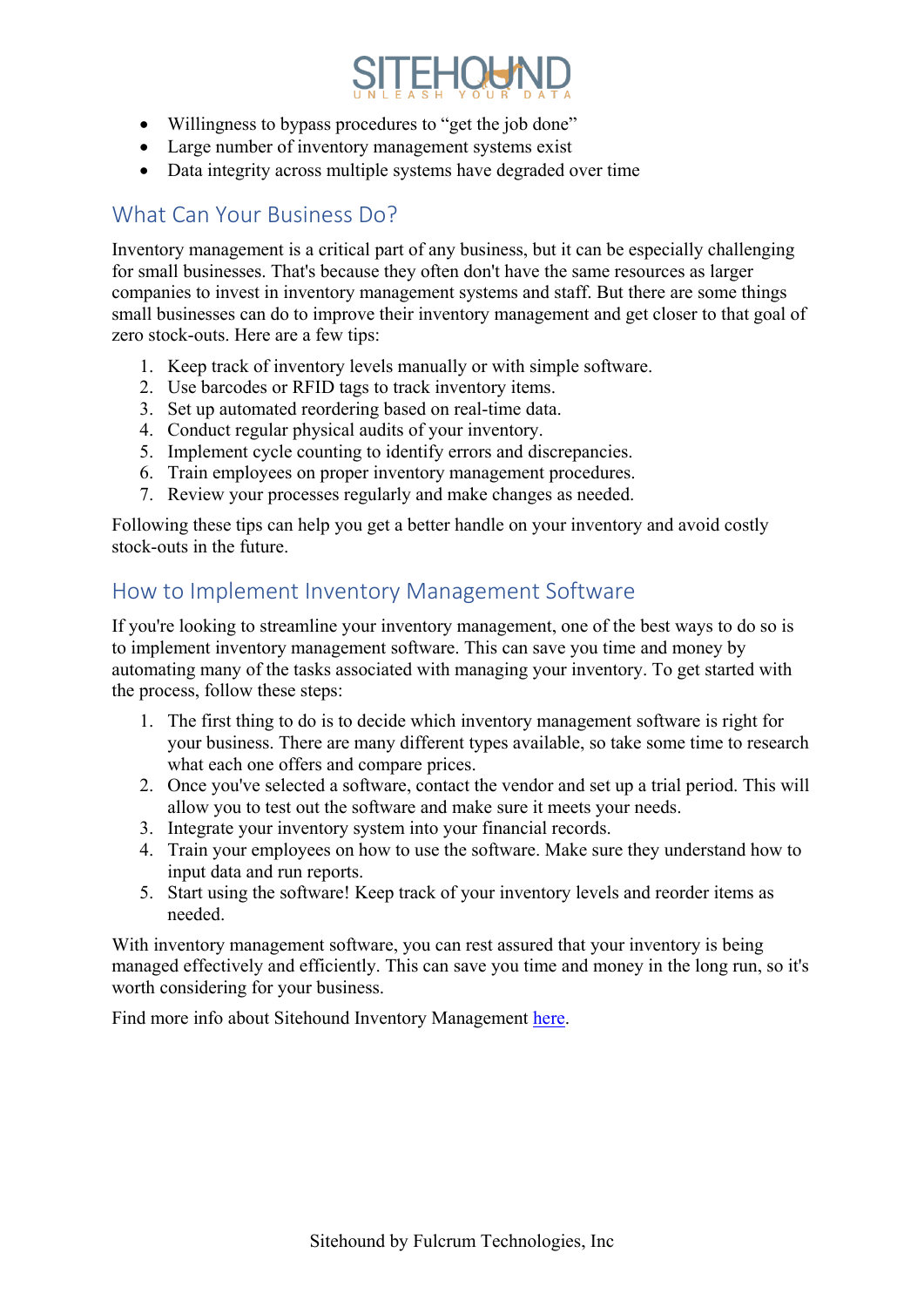- Willingness to bypass procedures to "get the job done"
- Large number of inventory management systems exist
- Data integrity across multiple systems have degraded over time

## What Can Your Business Do?

Inventory management is a critical part of any business, but it can be especially challenging for small businesses. That's because they often don't have the same resources as larger companies to invest in inventory management systems and staff. But there are some things small businesses can do to improve their inventory management and get closer to that goal of zero stock-outs. Here are a few tips:

1. Keep track of inventory levels manually or with simple software.
2. Use barcodes or RFID tags to track inventory items.
3. Set up automated reordering based on real-time data.
4. Conduct regular physical audits of your inventory.
5. Implement cycle counting to identify errors and discrepancies.
6. Train employees on proper inventory management procedures.
7. Review your processes regularly and make changes as needed.

Following these tips can help you get a better handle on your inventory and avoid costly stock-outs in the future.

## How to Implement Inventory Management Software

If you're looking to streamline your inventory management, one of the best ways to do so is to implement inventory management software. This can save you time and money by automating many of the tasks associated with managing your inventory. To get started with the process, follow these steps:

1. The first thing to do is to decide which inventory management software is right for your business. There are many different types available, so take some time to research what each one offers and compare prices.
2. Once you've selected a software, contact the vendor and set up a trial period. This will allow you to test out the software and make sure it meets your needs.
3. Integrate your inventory system into your financial records.
4. Train your employees on how to use the software. Make sure they understand how to input data and run reports.
5. Start using the software! Keep track of your inventory levels and reorder items as needed.

With inventory management software, you can rest assured that your inventory is being managed effectively and efficiently. This can save you time and money in the long run, so it's worth considering for your business.

Find more info about Sitehound Inventory Management here.